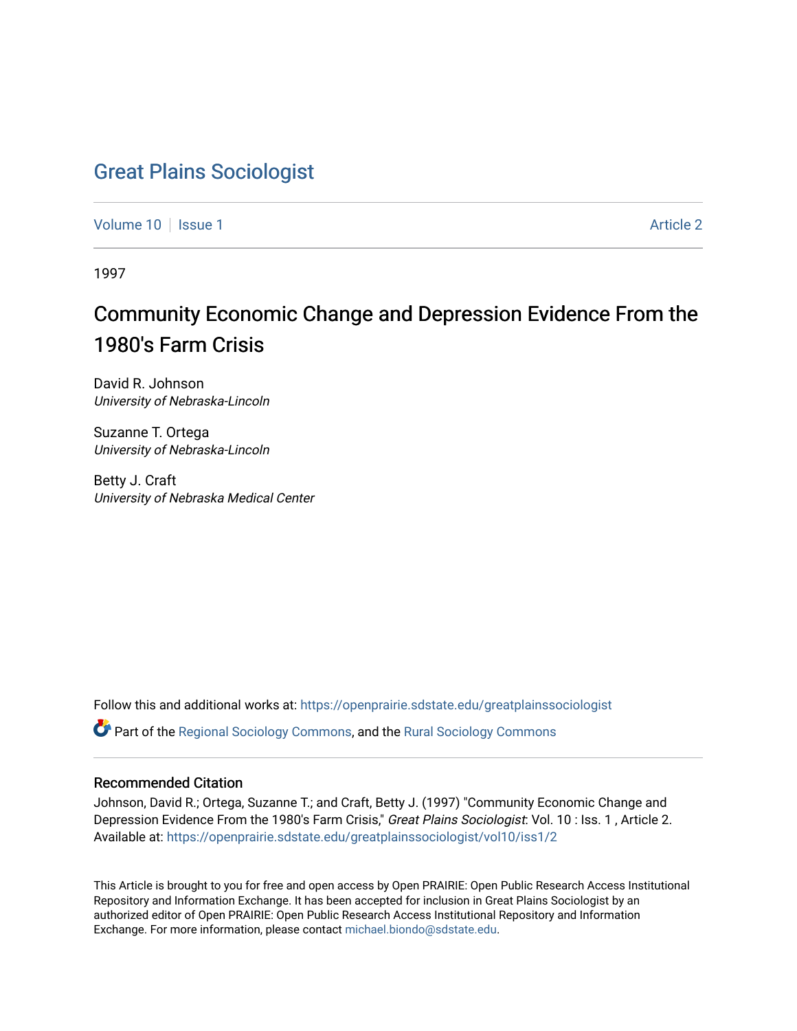# Great Plains Sociologist

Volume 10 | Issue 1 Article 2

1997

## Community Economic Change and Depression Evidence From the 1980's Farm Crisis

David R. Johnson
*University of Nebraska-Lincoln*

Suzanne T. Ortega
*University of Nebraska-Lincoln*

Betty J. Craft
*University of Nebraska Medical Center*

Follow this and additional works at: https://openprairie.sdstate.edu/greatplainssociologist

Part of the Regional Sociology Commons, and the Rural Sociology Commons

### Recommended Citation

Johnson, David R.; Ortega, Suzanne T.; and Craft, Betty J. (1997) "Community Economic Change and Depression Evidence From the 1980's Farm Crisis," *Great Plains Sociologist*: Vol. 10 : Iss. 1 , Article 2. Available at: https://openprairie.sdstate.edu/greatplainssociologist/vol10/iss1/2

This Article is brought to you for free and open access by Open PRAIRIE: Open Public Research Access Institutional Repository and Information Exchange. It has been accepted for inclusion in Great Plains Sociologist by an authorized editor of Open PRAIRIE: Open Public Research Access Institutional Repository and Information Exchange. For more information, please contact michael.biondo@sdstate.edu.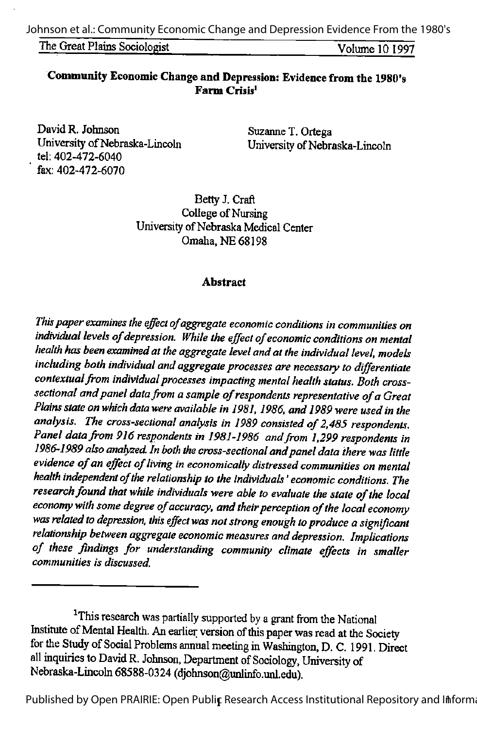## Community Economic Change and Depression: Evidence from the 1980's Farm Crisis[1]

David R. Johnson
University of Nebraska-Lincoln
tel: 402-472-6040
fax: 402-472-6070

Suzanne T. Ortega
University of Nebraska-Lincoln

Betty J. Craft
College of Nursing
University of Nebraska Medical Center
Omaha, NE 68198

### Abstract

*This paper examines the effect of aggregate economic conditions in communities on individual levels of depression. While the effect of economic conditions on mental health has been examined at the aggregate level and at the individual level, models including both individual and aggregate processes are necessary to differentiate contextual from individual processes impacting mental health status. Both cross-sectional and panel data from a sample of respondents representative of a Great Plains state on which data were available in 1981, 1986, and 1989 were used in the analysis. The cross-sectional analysis in 1989 consisted of 2,485 respondents. Panel data from 916 respondents in 1981-1986 and from 1,299 respondents in 1986-1989 also analyzed. In both the cross-sectional and panel data there was little evidence of an effect of living in economically distressed communities on mental health independent of the relationship to the individuals' economic conditions. The research found that while individuals were able to evaluate the state of the local economy with some degree of accuracy, and their perception of the local economy was related to depression, this effect was not strong enough to produce a significant relationship between aggregate economic measures and depression. Implications of these findings for understanding community climate effects in smaller communities is discussed.*

---

[1]This research was partially supported by a grant from the National Institute of Mental Health. An earlier version of this paper was read at the Society for the Study of Social Problems annual meeting in Washington, D. C. 1991. Direct all inquiries to David R. Johnson, Department of Sociology, University of Nebraska-Lincoln 68588-0324 (djohnson@unlinfo.unl.edu).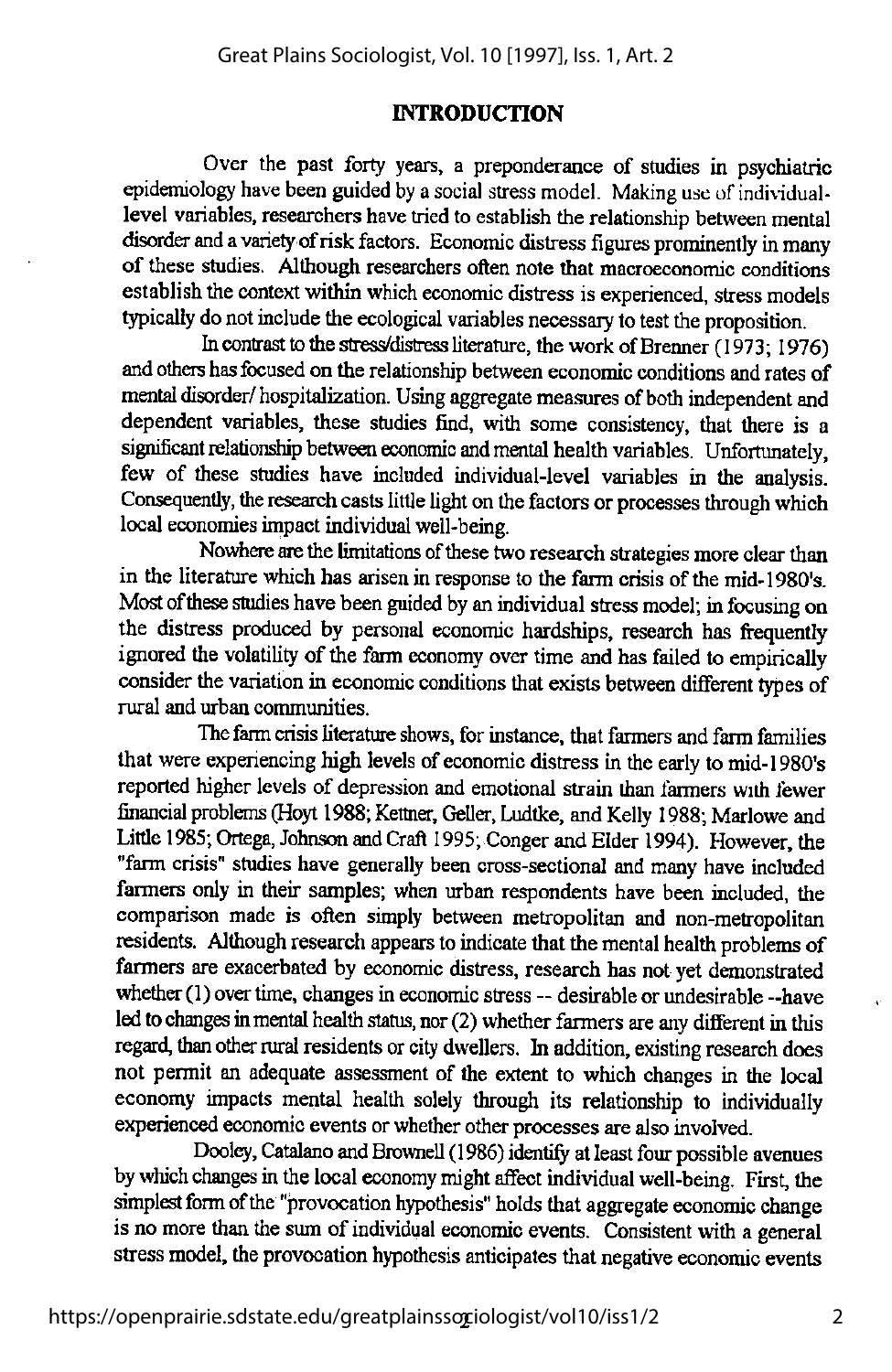## INTRODUCTION

Over the past forty years, a preponderance of studies in psychiatric epidemiology have been guided by a social stress model. Making use of individual-level variables, researchers have tried to establish the relationship between mental disorder and a variety of risk factors. Economic distress figures prominently in many of these studies. Although researchers often note that macroeconomic conditions establish the context within which economic distress is experienced, stress models typically do not include the ecological variables necessary to test the proposition.

In contrast to the stress/distress literature, the work of Brenner (1973; 1976) and others has focused on the relationship between economic conditions and rates of mental disorder/ hospitalization. Using aggregate measures of both independent and dependent variables, these studies find, with some consistency, that there is a significant relationship between economic and mental health variables. Unfortunately, few of these studies have included individual-level variables in the analysis. Consequently, the research casts little light on the factors or processes through which local economies impact individual well-being.

Nowhere are the limitations of these two research strategies more clear than in the literature which has arisen in response to the farm crisis of the mid-1980's. Most of these studies have been guided by an individual stress model; in focusing on the distress produced by personal economic hardships, research has frequently ignored the volatility of the farm economy over time and has failed to empirically consider the variation in economic conditions that exists between different types of rural and urban communities.

The farm crisis literature shows, for instance, that farmers and farm families that were experiencing high levels of economic distress in the early to mid-1980's reported higher levels of depression and emotional strain than farmers with fewer financial problems (Hoyt 1988; Kettner, Geller, Ludtke, and Kelly 1988; Marlowe and Little 1985; Ortega, Johnson and Craft 1995; Conger and Elder 1994). However, the "farm crisis" studies have generally been cross-sectional and many have included farmers only in their samples; when urban respondents have been included, the comparison made is often simply between metropolitan and non-metropolitan residents. Although research appears to indicate that the mental health problems of farmers are exacerbated by economic distress, research has not yet demonstrated whether (1) over time, changes in economic stress -- desirable or undesirable --have led to changes in mental health status, nor (2) whether farmers are any different in this regard, than other rural residents or city dwellers. In addition, existing research does not permit an adequate assessment of the extent to which changes in the local economy impacts mental health solely through its relationship to individually experienced economic events or whether other processes are also involved.

Dooley, Catalano and Brownell (1986) identify at least four possible avenues by which changes in the local economy might affect individual well-being. First, the simplest form of the "provocation hypothesis" holds that aggregate economic change is no more than the sum of individual economic events. Consistent with a general stress model, the provocation hypothesis anticipates that negative economic events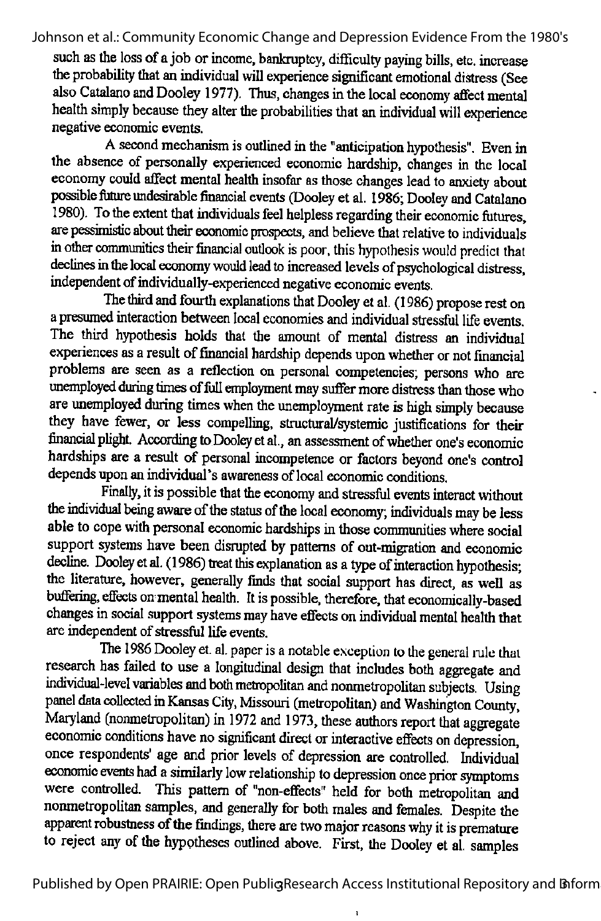such as the loss of a job or income, bankruptcy, difficulty paying bills, etc. increase the probability that an individual will experience significant emotional distress (See also Catalano and Dooley 1977). Thus, changes in the local economy affect mental health simply because they alter the probabilities that an individual will experience negative economic events.

A second mechanism is outlined in the "anticipation hypothesis". Even in the absence of personally experienced economic hardship, changes in the local economy could affect mental health insofar as those changes lead to anxiety about possible future undesirable financial events (Dooley et al. 1986; Dooley and Catalano 1980). To the extent that individuals feel helpless regarding their economic futures, are pessimistic about their economic prospects, and believe that relative to individuals in other communities their financial outlook is poor, this hypothesis would predict that declines in the local economy would lead to increased levels of psychological distress, independent of individually-experienced negative economic events.

The third and fourth explanations that Dooley et al. (1986) propose rest on a presumed interaction between local economies and individual stressful life events. The third hypothesis holds that the amount of mental distress an individual experiences as a result of financial hardship depends upon whether or not financial problems are seen as a reflection on personal competencies; persons who are unemployed during times of full employment may suffer more distress than those who are unemployed during times when the unemployment rate is high simply because they have fewer, or less compelling, structural/systemic justifications for their financial plight. According to Dooley et al., an assessment of whether one's economic hardships are a result of personal incompetence or factors beyond one's control depends upon an individual's awareness of local economic conditions.

Finally, it is possible that the economy and stressful events interact without the individual being aware of the status of the local economy; individuals may be less able to cope with personal economic hardships in those communities where social support systems have been disrupted by patterns of out-migration and economic decline. Dooley et al. (1986) treat this explanation as a type of interaction hypothesis; the literature, however, generally finds that social support has direct, as well as buffering, effects on mental health. It is possible, therefore, that economically-based changes in social support systems may have effects on individual mental health that are independent of stressful life events.

The 1986 Dooley et. al. paper is a notable exception to the general rule that research has failed to use a longitudinal design that includes both aggregate and individual-level variables and both metropolitan and nonmetropolitan subjects. Using panel data collected in Kansas City, Missouri (metropolitan) and Washington County, Maryland (nonmetropolitan) in 1972 and 1973, these authors report that aggregate economic conditions have no significant direct or interactive effects on depression, once respondents' age and prior levels of depression are controlled. Individual economic events had a similarly low relationship to depression once prior symptoms were controlled. This pattern of "non-effects" held for both metropolitan and nonmetropolitan samples, and generally for both males and females. Despite the apparent robustness of the findings, there are two major reasons why it is premature to reject any of the hypotheses outlined above. First, the Dooley et al. samples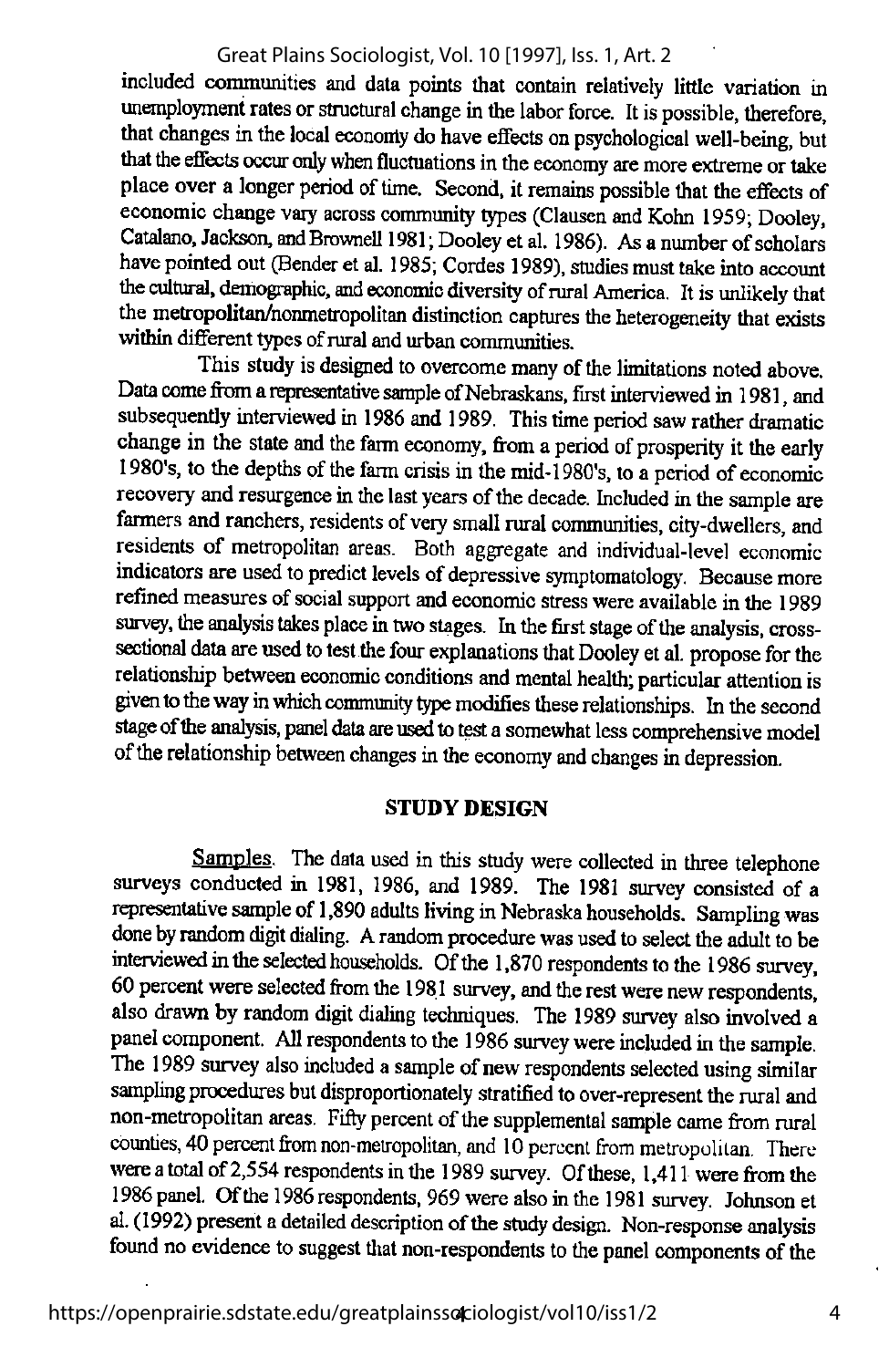included communities and data points that contain relatively little variation in unemployment rates or structural change in the labor force. It is possible, therefore, that changes in the local economy do have effects on psychological well-being, but that the effects occur only when fluctuations in the economy are more extreme or take place over a longer period of time. Second, it remains possible that the effects of economic change vary across community types (Clausen and Kohn 1959; Dooley, Catalano, Jackson, and Brownell 1981; Dooley et al. 1986). As a number of scholars have pointed out (Bender et al. 1985; Cordes 1989), studies must take into account the cultural, demographic, and economic diversity of rural America. It is unlikely that the metropolitan/nonmetropolitan distinction captures the heterogeneity that exists within different types of rural and urban communities.

This study is designed to overcome many of the limitations noted above. Data come from a representative sample of Nebraskans, first interviewed in 1981, and subsequently interviewed in 1986 and 1989. This time period saw rather dramatic change in the state and the farm economy, from a period of prosperity it the early 1980's, to the depths of the farm crisis in the mid-1980's, to a period of economic recovery and resurgence in the last years of the decade. Included in the sample are farmers and ranchers, residents of very small rural communities, city-dwellers, and residents of metropolitan areas. Both aggregate and individual-level economic indicators are used to predict levels of depressive symptomatology. Because more refined measures of social support and economic stress were available in the 1989 survey, the analysis takes place in two stages. In the first stage of the analysis, cross-sectional data are used to test the four explanations that Dooley et al. propose for the relationship between economic conditions and mental health; particular attention is given to the way in which community type modifies these relationships. In the second stage of the analysis, panel data are used to test a somewhat less comprehensive model of the relationship between changes in the economy and changes in depression.

## STUDY DESIGN

Samples. The data used in this study were collected in three telephone surveys conducted in 1981, 1986, and 1989. The 1981 survey consisted of a representative sample of 1,890 adults living in Nebraska households. Sampling was done by random digit dialing. A random procedure was used to select the adult to be interviewed in the selected households. Of the 1,870 respondents to the 1986 survey, 60 percent were selected from the 1981 survey, and the rest were new respondents, also drawn by random digit dialing techniques. The 1989 survey also involved a panel component. All respondents to the 1986 survey were included in the sample. The 1989 survey also included a sample of new respondents selected using similar sampling procedures but disproportionately stratified to over-represent the rural and non-metropolitan areas. Fifty percent of the supplemental sample came from rural counties, 40 percent from non-metropolitan, and 10 percent from metropolitan. There were a total of 2,554 respondents in the 1989 survey. Of these, 1,411 were from the 1986 panel. Of the 1986 respondents, 969 were also in the 1981 survey. Johnson et al. (1992) present a detailed description of the study design. Non-response analysis found no evidence to suggest that non-respondents to the panel components of the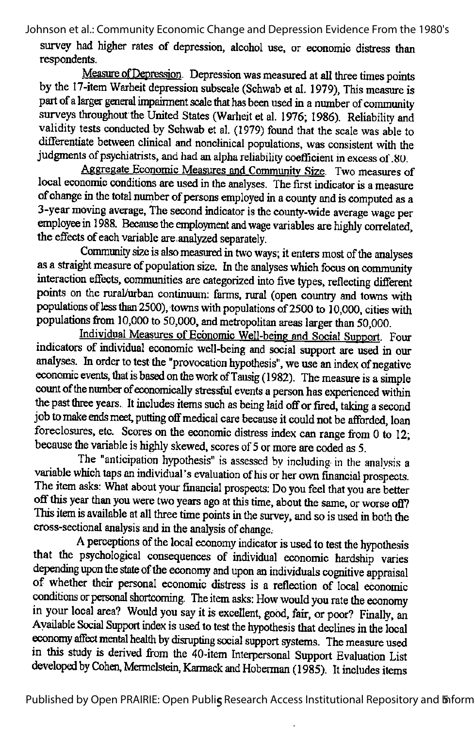survey had higher rates of depression, alcohol use, or economic distress than respondents.

Measure of Depression. Depression was measured at all three times points by the 17-item Warheit depression subscale (Schwab et al. 1979), This measure is part of a larger general impairment scale that has been used in a number of community surveys throughout the United States (Warheit et al. 1976; 1986). Reliability and validity tests conducted by Schwab et al. (1979) found that the scale was able to differentiate between clinical and nonclinical populations, was consistent with the judgments of psychiatrists, and had an alpha reliability coefficient in excess of .80.

Aggregate Economic Measures and Community Size. Two measures of local economic conditions are used in the analyses. The first indicator is a measure of change in the total number of persons employed in a county and is computed as a 3-year moving average, The second indicator is the county-wide average wage per employee in 1988. Because the employment and wage variables are highly correlated, the effects of each variable are analyzed separately.

Community size is also measured in two ways; it enters most of the analyses as a straight measure of population size. In the analyses which focus on community interaction effects, communities are categorized into five types, reflecting different points on the rural/urban continuum: farms, rural (open country and towns with populations of less than 2500), towns with populations of 2500 to 10,000, cities with populations from 10,000 to 50,000, and metropolitan areas larger than 50,000.

Individual Measures of Economic Well-being and Social Support. Four indicators of individual economic well-being and social support are used in our analyses. In order to test the "provocation hypothesis", we use an index of negative economic events, that is based on the work of Tausig (1982). The measure is a simple count of the number of economically stressful events a person has experienced within the past three years. It includes items such as being laid off or fired, taking a second job to make ends meet, putting off medical care because it could not be afforded, loan foreclosures, etc. Scores on the economic distress index can range from 0 to 12; because the variable is highly skewed, scores of 5 or more are coded as 5.

The "anticipation hypothesis" is assessed by including in the analysis a variable which taps an individual's evaluation of his or her own financial prospects. The item asks: What about your financial prospects: Do you feel that you are better off this year than you were two years ago at this time, about the same, or worse off? This item is available at all three time points in the survey, and so is used in both the cross-sectional analysis and in the analysis of change.

A perceptions of the local economy indicator is used to test the hypothesis that the psychological consequences of individual economic hardship varies depending upon the state of the economy and upon an individuals cognitive appraisal of whether their personal economic distress is a reflection of local economic conditions or personal shortcoming. The item asks: How would you rate the economy in your local area? Would you say it is excellent, good, fair, or poor? Finally, an Available Social Support index is used to test the hypothesis that declines in the local economy affect mental health by disrupting social support systems. The measure used in this study is derived from the 40-item Interpersonal Support Evaluation List developed by Cohen, Mermelstein, Karmack and Hoberman (1985). It includes items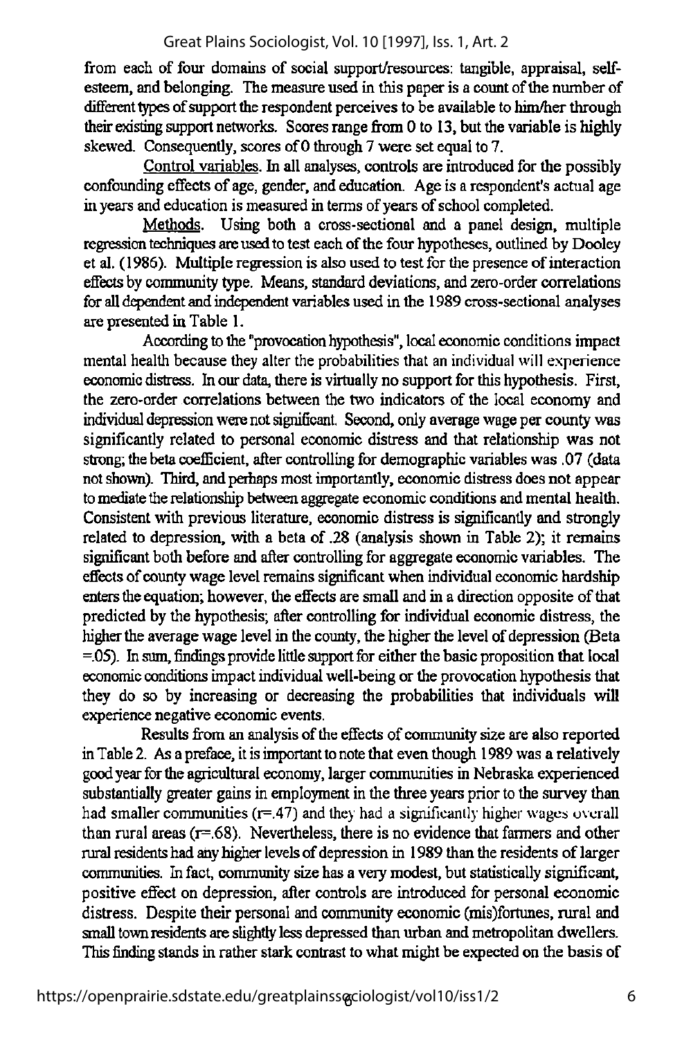from each of four domains of social support/resources: tangible, appraisal, self-esteem, and belonging. The measure used in this paper is a count of the number of different types of support the respondent perceives to be available to him/her through their existing support networks. Scores range from 0 to 13, but the variable is highly skewed. Consequently, scores of 0 through 7 were set equal to 7.

Control variables. In all analyses, controls are introduced for the possibly confounding effects of age, gender, and education. Age is a respondent's actual age in years and education is measured in terms of years of school completed.

Methods. Using both a cross-sectional and a panel design, multiple regression techniques are used to test each of the four hypotheses, outlined by Dooley et al. (1986). Multiple regression is also used to test for the presence of interaction effects by community type. Means, standard deviations, and zero-order correlations for all dependent and independent variables used in the 1989 cross-sectional analyses are presented in Table 1.

According to the "provocation hypothesis", local economic conditions impact mental health because they alter the probabilities that an individual will experience economic distress. In our data, there is virtually no support for this hypothesis. First, the zero-order correlations between the two indicators of the local economy and individual depression were not significant. Second, only average wage per county was significantly related to personal economic distress and that relationship was not strong; the beta coefficient, after controlling for demographic variables was .07 (data not shown). Third, and perhaps most importantly, economic distress does not appear to mediate the relationship between aggregate economic conditions and mental health. Consistent with previous literature, economic distress is significantly and strongly related to depression, with a beta of .28 (analysis shown in Table 2); it remains significant both before and after controlling for aggregate economic variables. The effects of county wage level remains significant when individual economic hardship enters the equation; however, the effects are small and in a direction opposite of that predicted by the hypothesis; after controlling for individual economic distress, the higher the average wage level in the county, the higher the level of depression (Beta =.05). In sum, findings provide little support for either the basic proposition that local economic conditions impact individual well-being or the provocation hypothesis that they do so by increasing or decreasing the probabilities that individuals will experience negative economic events.

Results from an analysis of the effects of community size are also reported in Table 2. As a preface, it is important to note that even though 1989 was a relatively good year for the agricultural economy, larger communities in Nebraska experienced substantially greater gains in employment in the three years prior to the survey than had smaller communities (r=.47) and they had a significantly higher wages overall than rural areas (r=.68). Nevertheless, there is no evidence that farmers and other rural residents had any higher levels of depression in 1989 than the residents of larger communities. In fact, community size has a very modest, but statistically significant, positive effect on depression, after controls are introduced for personal economic distress. Despite their personal and community economic (mis)fortunes, rural and small town residents are slightly less depressed than urban and metropolitan dwellers. This finding stands in rather stark contrast to what might be expected on the basis of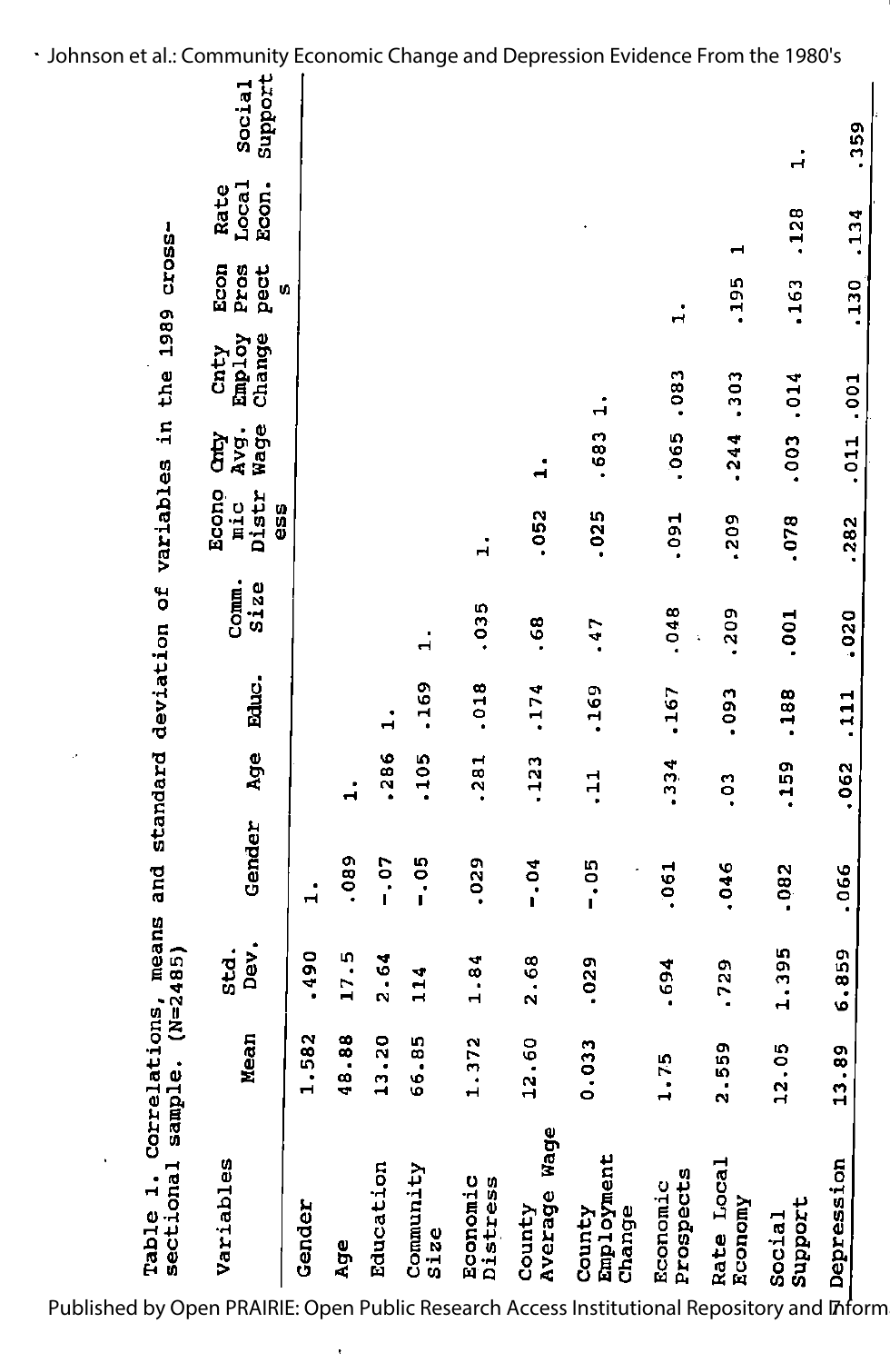Table 1. Correlations, means and standard deviation of variables in the 1989 cross-sectional sample. (N=2485)

| Variables | Mean | Std. Dev. | Gender | Age | Educ. | Comm. Size | Economic Distress | Cnty Avg. Wage | Cnty Employ Change | Econ Prospects | Rate Local Econ. | Social Support |
|---|---|---|---|---|---|---|---|---|---|---|---|---|
| Gender | 1.582 | .490 | 1. | | | | | | | | | |
| Age | 48.88 | 17.5 | .089 | 1. | | | | | | | | |
| Education | 13.20 | 2.64 | -.07 | .286 | 1. | | | | | | | |
| Community Size | 66.85 | 114 | -.05 | .105 | .169 | 1. | | | | | | |
| Economic Distress | 1.372 | 1.84 | .029 | .281 | .018 | .035 | 1. | | | | | |
| County Average Wage | 12.60 | 2.68 | -.04 | .123 | .174 | .68 | .052 | 1. | | | | |
| County Employment Change | 0.033 | .029 | -.05 | .11 | .169 | .47 | .025 | .683 | 1. | | | |
| Economic Prospects | 1.75 | .694 | .061 | .334 | .167 | .048 | .091 | .065 | .083 | 1. | | |
| Rate Local Economy | 2.559 | .729 | .046 | .03 | .093 | .209 | .209 | .244 | .303 | .195 | 1 | |
| Social Support | 12.05 | 1.395 | .082 | .159 | .188 | .001 | .078 | .003 | .014 | .163 | .128 | 1. |
| Depression | 13.89 | 6.859 | .066 | .062 | .111 | .020 | .282 | .011 | .001 | .130 | .134 | .359 |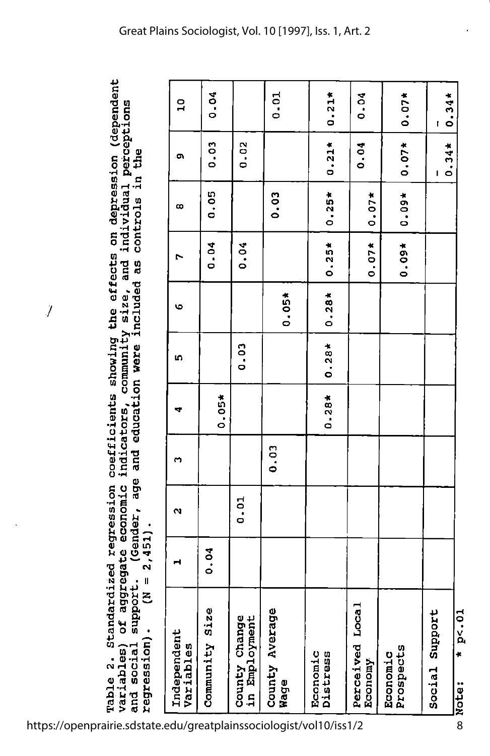Table 2. Standardized regression coefficients showing the effects on depression (dependent variables) of aggregate economic indicators, community size, and individual perceptions and social support. (Gender, age and education were included as controls in the regression). (N = 2,451).

| Independent Variables | 1 | 2 | 3 | 4 | 5 | 6 | 7 | 8 | 9 | 10 |
|---|---|---|---|---|---|---|---|---|---|---|
| Community Size | 0.04 | | | 0.05* | | | 0.04 | 0.05 | 0.03 | 0.04 |
| County Change in Employment | | 0.01 | | | 0.03 | | 0.04 | | 0.02 | |
| County Average Wage | | | 0.03 | | | 0.05* | | 0.03 | | 0.01 |
| Economic Distress | | | | 0.28* | 0.28* | 0.28* | 0.25* | 0.25* | 0.21* | 0.21* |
| Perceived Local Economy | | | | | | | 0.07* | 0.07* | 0.04 | 0.04 |
| Economic Prospects | | | | | | | 0.09* | 0.09* | 0.07* | 0.07* |
| Social Support | | | | | | | | | -0.34* | -0.34* |

Note: * p<.01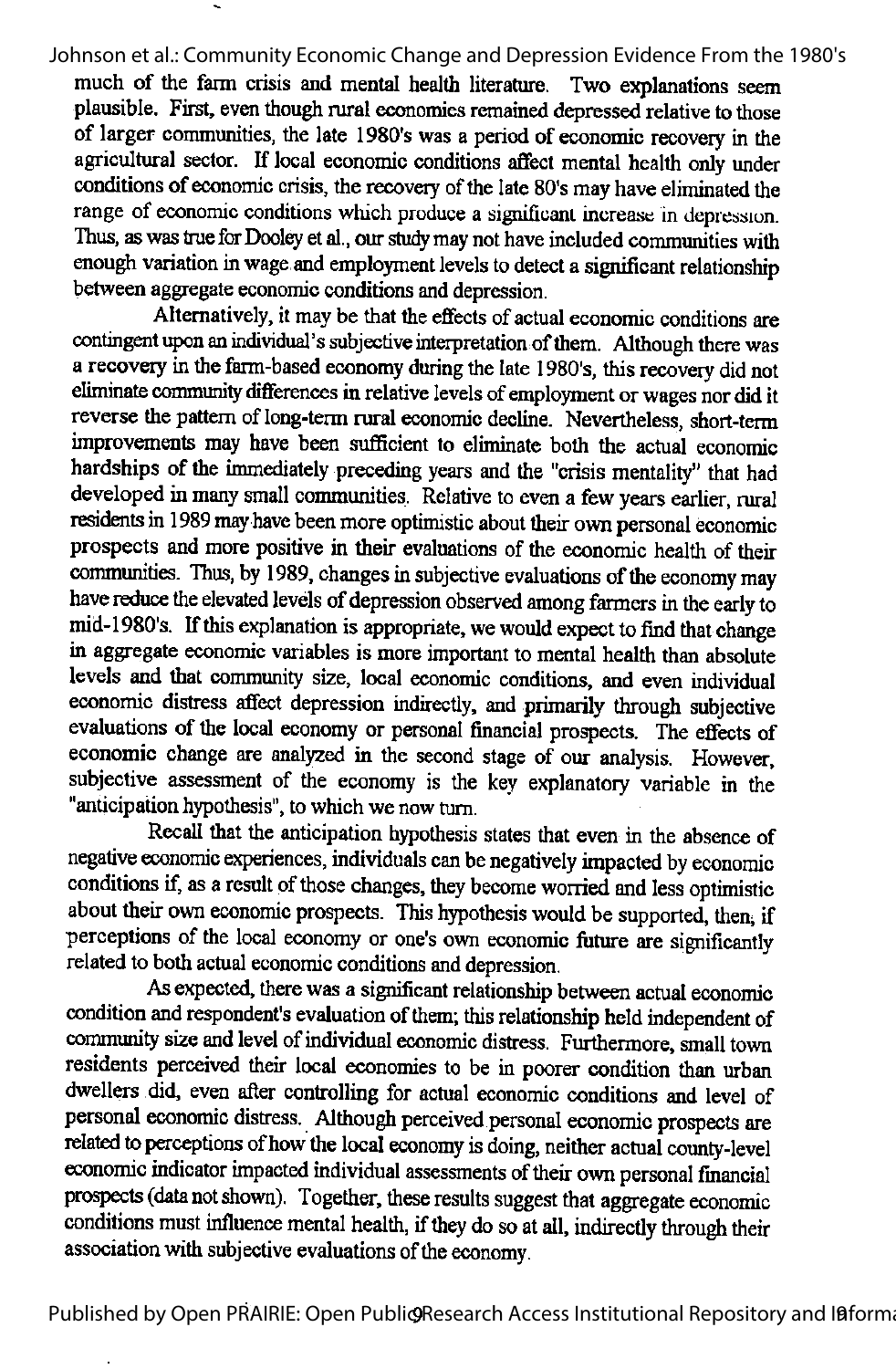much of the farm crisis and mental health literature. Two explanations seem plausible. First, even though rural economies remained depressed relative to those of larger communities, the late 1980's was a period of economic recovery in the agricultural sector. If local economic conditions affect mental health only under conditions of economic crisis, the recovery of the late 80's may have eliminated the range of economic conditions which produce a significant increase in depression. Thus, as was true for Dooley et al., our study may not have included communities with enough variation in wage and employment levels to detect a significant relationship between aggregate economic conditions and depression.

Alternatively, it may be that the effects of actual economic conditions are contingent upon an individual's subjective interpretation of them. Although there was a recovery in the farm-based economy during the late 1980's, this recovery did not eliminate community differences in relative levels of employment or wages nor did it reverse the pattern of long-term rural economic decline. Nevertheless, short-term improvements may have been sufficient to eliminate both the actual economic hardships of the immediately preceding years and the "crisis mentality" that had developed in many small communities. Relative to even a few years earlier, rural residents in 1989 may have been more optimistic about their own personal economic prospects and more positive in their evaluations of the economic health of their communities. Thus, by 1989, changes in subjective evaluations of the economy may have reduce the elevated levels of depression observed among farmers in the early to mid-1980's. If this explanation is appropriate, we would expect to find that change in aggregate economic variables is more important to mental health than absolute levels and that community size, local economic conditions, and even individual economic distress affect depression indirectly, and primarily through subjective evaluations of the local economy or personal financial prospects. The effects of economic change are analyzed in the second stage of our analysis. However, subjective assessment of the economy is the key explanatory variable in the "anticipation hypothesis", to which we now turn.

Recall that the anticipation hypothesis states that even in the absence of negative economic experiences, individuals can be negatively impacted by economic conditions if, as a result of those changes, they become worried and less optimistic about their own economic prospects. This hypothesis would be supported, then, if perceptions of the local economy or one's own economic future are significantly related to both actual economic conditions and depression.

As expected, there was a significant relationship between actual economic condition and respondent's evaluation of them; this relationship held independent of community size and level of individual economic distress. Furthermore, small town residents perceived their local economies to be in poorer condition than urban dwellers did, even after controlling for actual economic conditions and level of personal economic distress. Although perceived personal economic prospects are related to perceptions of how the local economy is doing, neither actual county-level economic indicator impacted individual assessments of their own personal financial prospects (data not shown). Together, these results suggest that aggregate economic conditions must influence mental health, if they do so at all, indirectly through their association with subjective evaluations of the economy.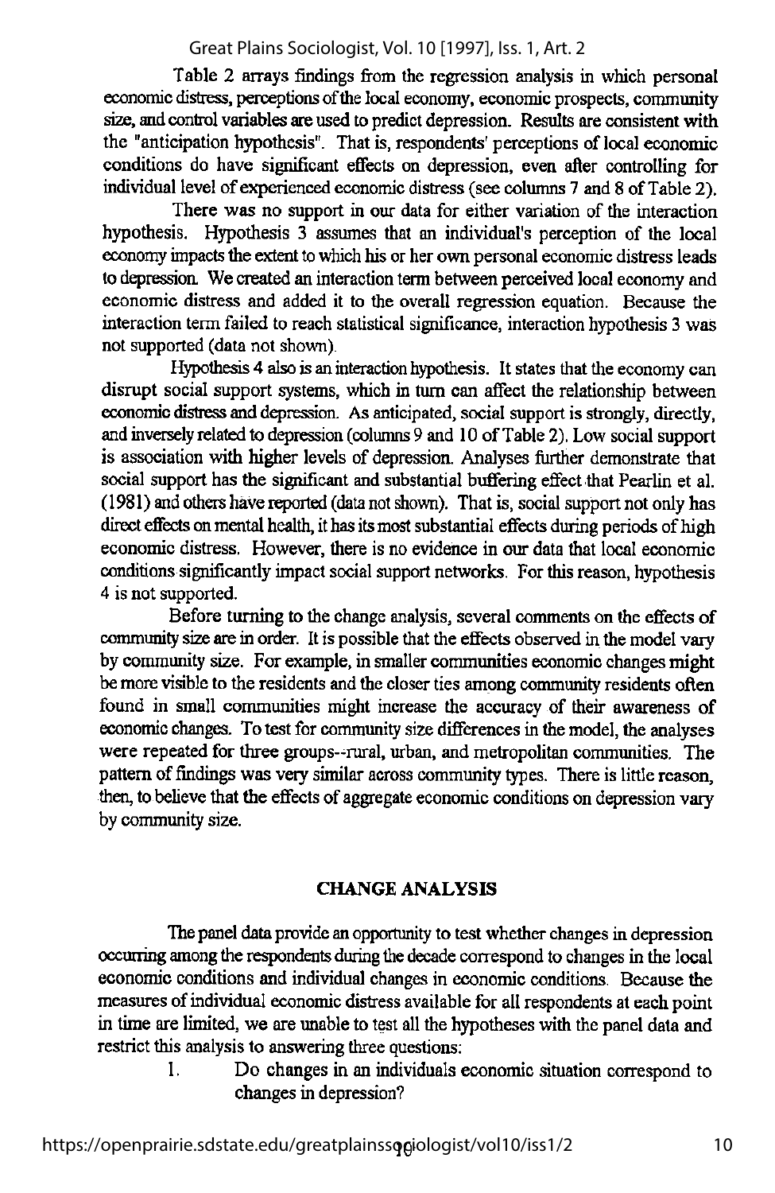Table 2 arrays findings from the regression analysis in which personal economic distress, perceptions of the local economy, economic prospects, community size, and control variables are used to predict depression. Results are consistent with the "anticipation hypothesis". That is, respondents' perceptions of local economic conditions do have significant effects on depression, even after controlling for individual level of experienced economic distress (see columns 7 and 8 of Table 2).

There was no support in our data for either variation of the interaction hypothesis. Hypothesis 3 assumes that an individual's perception of the local economy impacts the extent to which his or her own personal economic distress leads to depression. We created an interaction term between perceived local economy and economic distress and added it to the overall regression equation. Because the interaction term failed to reach statistical significance, interaction hypothesis 3 was not supported (data not shown).

Hypothesis 4 also is an interaction hypothesis. It states that the economy can disrupt social support systems, which in turn can affect the relationship between economic distress and depression. As anticipated, social support is strongly, directly, and inversely related to depression (columns 9 and 10 of Table 2). Low social support is association with higher levels of depression. Analyses further demonstrate that social support has the significant and substantial buffering effect that Pearlin et al. (1981) and others have reported (data not shown). That is, social support not only has direct effects on mental health, it has its most substantial effects during periods of high economic distress. However, there is no evidence in our data that local economic conditions significantly impact social support networks. For this reason, hypothesis 4 is not supported.

Before turning to the change analysis, several comments on the effects of community size are in order. It is possible that the effects observed in the model vary by community size. For example, in smaller communities economic changes might be more visible to the residents and the closer ties among community residents often found in small communities might increase the accuracy of their awareness of economic changes. To test for community size differences in the model, the analyses were repeated for three groups--rural, urban, and metropolitan communities. The pattern of findings was very similar across community types. There is little reason, then, to believe that the effects of aggregate economic conditions on depression vary by community size.

## CHANGE ANALYSIS

The panel data provide an opportunity to test whether changes in depression occurring among the respondents during the decade correspond to changes in the local economic conditions and individual changes in economic conditions. Because the measures of individual economic distress available for all respondents at each point in time are limited, we are unable to test all the hypotheses with the panel data and restrict this analysis to answering three questions:

1. Do changes in an individuals economic situation correspond to changes in depression?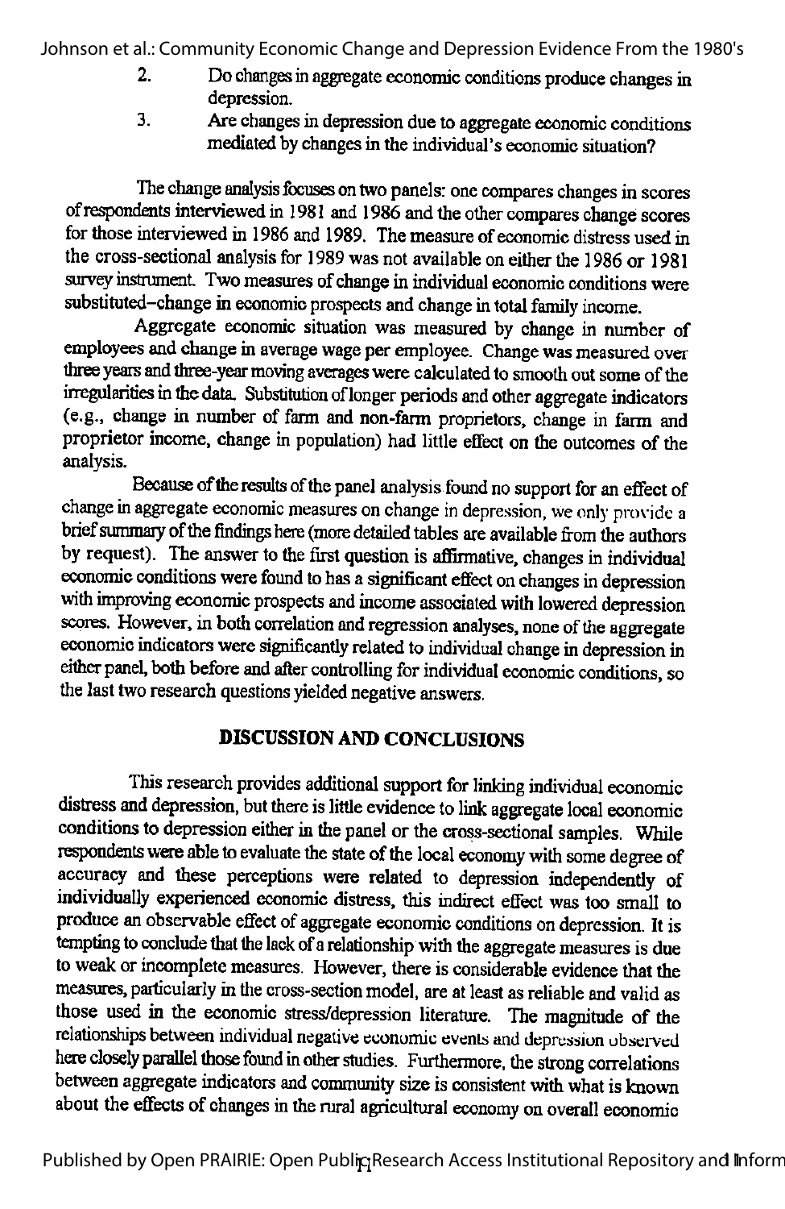2. Do changes in aggregate economic conditions produce changes in depression.
3. Are changes in depression due to aggregate economic conditions mediated by changes in the individual's economic situation?

The change analysis focuses on two panels: one compares changes in scores of respondents interviewed in 1981 and 1986 and the other compares change scores for those interviewed in 1986 and 1989. The measure of economic distress used in the cross-sectional analysis for 1989 was not available on either the 1986 or 1981 survey instrument. Two measures of change in individual economic conditions were substituted–change in economic prospects and change in total family income.

Aggregate economic situation was measured by change in number of employees and change in average wage per employee. Change was measured over three years and three-year moving averages were calculated to smooth out some of the irregularities in the data. Substitution of longer periods and other aggregate indicators (e.g., change in number of farm and non-farm proprietors, change in farm and proprietor income, change in population) had little effect on the outcomes of the analysis.

Because of the results of the panel analysis found no support for an effect of change in aggregate economic measures on change in depression, we only provide a brief summary of the findings here (more detailed tables are available from the authors by request). The answer to the first question is affirmative, changes in individual economic conditions were found to has a significant effect on changes in depression with improving economic prospects and income associated with lowered depression scores. However, in both correlation and regression analyses, none of the aggregate economic indicators were significantly related to individual change in depression in either panel, both before and after controlling for individual economic conditions, so the last two research questions yielded negative answers.

## DISCUSSION AND CONCLUSIONS

This research provides additional support for linking individual economic distress and depression, but there is little evidence to link aggregate local economic conditions to depression either in the panel or the cross-sectional samples. While respondents were able to evaluate the state of the local economy with some degree of accuracy and these perceptions were related to depression independently of individually experienced economic distress, this indirect effect was too small to produce an observable effect of aggregate economic conditions on depression. It is tempting to conclude that the lack of a relationship with the aggregate measures is due to weak or incomplete measures. However, there is considerable evidence that the measures, particularly in the cross-section model, are at least as reliable and valid as those used in the economic stress/depression literature. The magnitude of the relationships between individual negative economic events and depression observed here closely parallel those found in other studies. Furthermore, the strong correlations between aggregate indicators and community size is consistent with what is known about the effects of changes in the rural agricultural economy on overall economic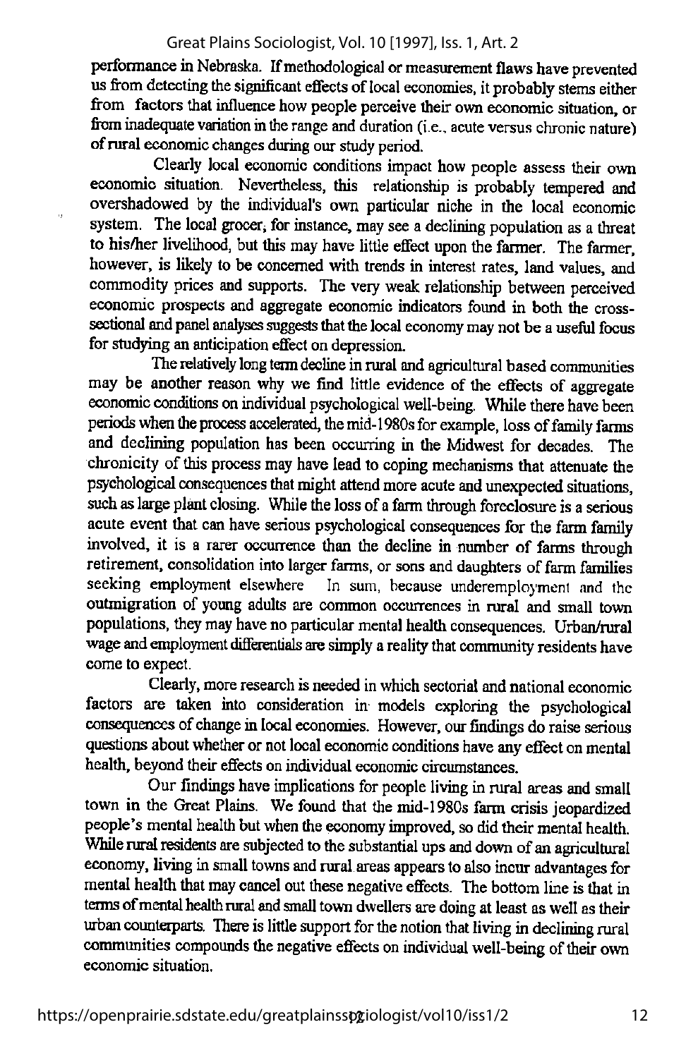performance in Nebraska. If methodological or measurement flaws have prevented us from detecting the significant effects of local economies, it probably stems either from factors that influence how people perceive their own economic situation, or from inadequate variation in the range and duration (i.e., acute versus chronic nature) of rural economic changes during our study period.

Clearly local economic conditions impact how people assess their own economic situation. Nevertheless, this relationship is probably tempered and overshadowed by the individual's own particular niche in the local economic system. The local grocer, for instance, may see a declining population as a threat to his/her livelihood, but this may have little effect upon the farmer. The farmer, however, is likely to be concerned with trends in interest rates, land values, and commodity prices and supports. The very weak relationship between perceived economic prospects and aggregate economic indicators found in both the cross-sectional and panel analyses suggests that the local economy may not be a useful focus for studying an anticipation effect on depression.

The relatively long term decline in rural and agricultural based communities may be another reason why we find little evidence of the effects of aggregate economic conditions on individual psychological well-being. While there have been periods when the process accelerated, the mid-1980s for example, loss of family farms and declining population has been occurring in the Midwest for decades. The chronicity of this process may have lead to coping mechanisms that attenuate the psychological consequences that might attend more acute and unexpected situations, such as large plant closing. While the loss of a farm through foreclosure is a serious acute event that can have serious psychological consequences for the farm family involved, it is a rarer occurrence than the decline in number of farms through retirement, consolidation into larger farms, or sons and daughters of farm families seeking employment elsewhere In sum, because underemployment and the outmigration of young adults are common occurrences in rural and small town populations, they may have no particular mental health consequences. Urban/rural wage and employment differentials are simply a reality that community residents have come to expect.

Clearly, more research is needed in which sectorial and national economic factors are taken into consideration in models exploring the psychological consequences of change in local economies. However, our findings do raise serious questions about whether or not local economic conditions have any effect on mental health, beyond their effects on individual economic circumstances.

Our findings have implications for people living in rural areas and small town in the Great Plains. We found that the mid-1980s farm crisis jeopardized people's mental health but when the economy improved, so did their mental health. While rural residents are subjected to the substantial ups and down of an agricultural economy, living in small towns and rural areas appears to also incur advantages for mental health that may cancel out these negative effects. The bottom line is that in terms of mental health rural and small town dwellers are doing at least as well as their urban counterparts. There is little support for the notion that living in declining rural communities compounds the negative effects on individual well-being of their own economic situation.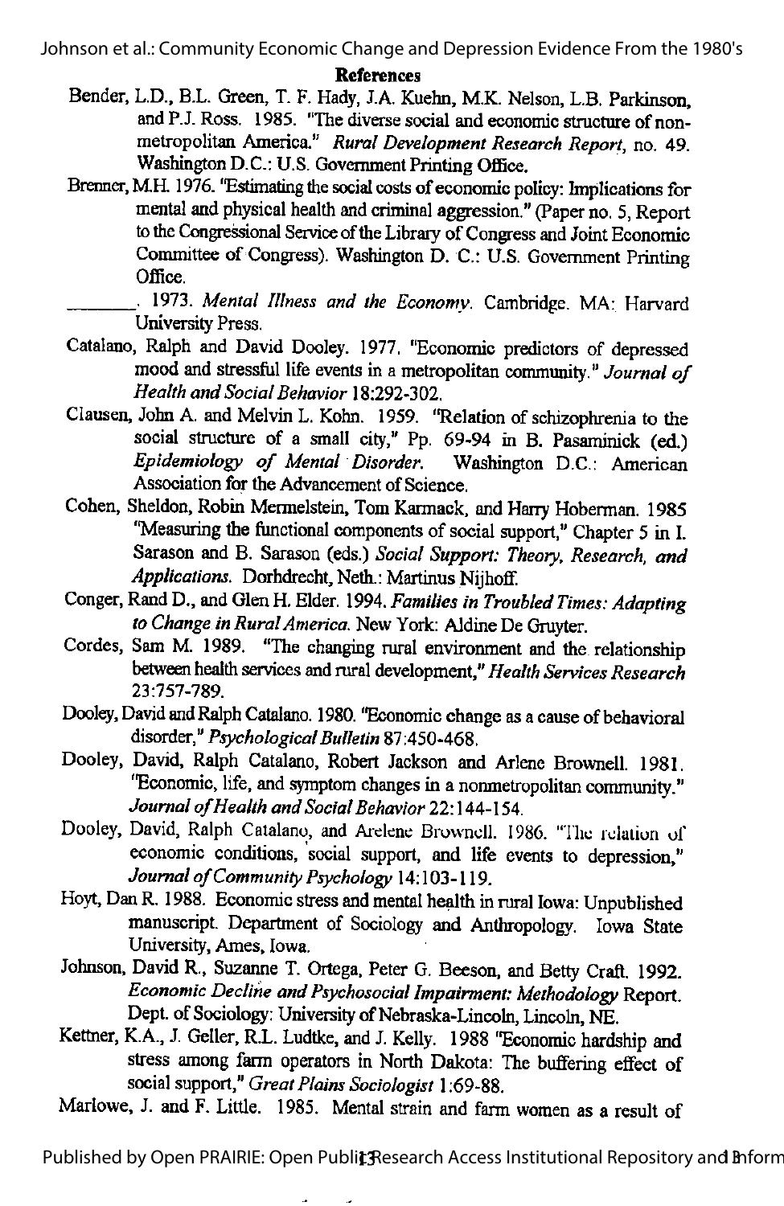## References

Bender, L.D., B.L. Green, T. F. Hady, J.A. Kuehn, M.K. Nelson, L.B. Parkinson, and P.J. Ross. 1985. "The diverse social and economic structure of nonmetropolitan America." *Rural Development Research Report*, no. 49. Washington D.C.: U.S. Government Printing Office.

Brenner, M.H. 1976. "Estimating the social costs of economic policy: Implications for mental and physical health and criminal aggression." (Paper no. 5, Report to the Congressional Service of the Library of Congress and Joint Economic Committee of Congress). Washington D. C.: U.S. Government Printing Office.

_______. 1973. *Mental Illness and the Economy*. Cambridge. MA: Harvard University Press.

Catalano, Ralph and David Dooley. 1977. "Economic predictors of depressed mood and stressful life events in a metropolitan community." *Journal of Health and Social Behavior* 18:292-302.

Clausen, John A. and Melvin L. Kohn. 1959. "Relation of schizophrenia to the social structure of a small city," Pp. 69-94 in B. Pasaminick (ed.) *Epidemiology of Mental Disorder*. Washington D.C.: American Association for the Advancement of Science.

Cohen, Sheldon, Robin Mermelstein, Tom Karmack, and Harry Hoberman. 1985 "Measuring the functional components of social support," Chapter 5 in I. Sarason and B. Sarason (eds.) *Social Support: Theory, Research, and Applications*. Dorhdrecht, Neth.: Martinus Nijhoff.

Conger, Rand D., and Glen H. Elder. 1994. *Families in Troubled Times: Adapting to Change in Rural America*. New York: Aldine De Gruyter.

Cordes, Sam M. 1989. "The changing rural environment and the relationship between health services and rural development," *Health Services Research* 23:757-789.

Dooley, David and Ralph Catalano. 1980. "Economic change as a cause of behavioral disorder," *Psychological Bulletin* 87:450-468.

Dooley, David, Ralph Catalano, Robert Jackson and Arlene Brownell. 1981. "Economic, life, and symptom changes in a nonmetropolitan community." *Journal of Health and Social Behavior* 22:144-154.

Dooley, David, Ralph Catalano, and Arelene Brownell. 1986. "The relation of economic conditions, social support, and life events to depression," *Journal of Community Psychology* 14:103-119.

Hoyt, Dan R. 1988. Economic stress and mental health in rural Iowa: Unpublished manuscript. Department of Sociology and Anthropology. Iowa State University, Ames, Iowa.

Johnson, David R., Suzanne T. Ortega, Peter G. Beeson, and Betty Craft. 1992. *Economic Decline and Psychosocial Impairment: Methodology* Report. Dept. of Sociology: University of Nebraska-Lincoln, Lincoln, NE.

Kettner, K.A., J. Geller, R.L. Ludtke, and J. Kelly. 1988 "Economic hardship and stress among farm operators in North Dakota: The buffering effect of social support," *Great Plains Sociologist* 1:69-88.

Marlowe, J. and F. Little. 1985. Mental strain and farm women as a result of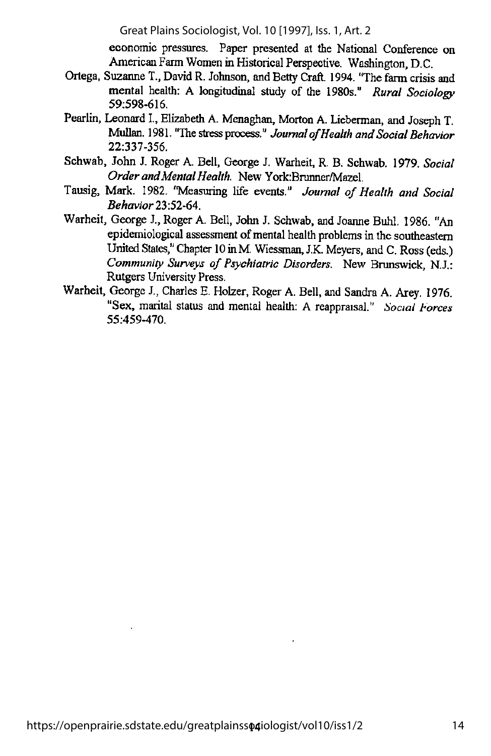economic pressures. Paper presented at the National Conference on American Farm Women in Historical Perspective. Washington, D.C.

Ortega, Suzanne T., David R. Johnson, and Betty Craft. 1994. "The farm crisis and mental health: A longitudinal study of the 1980s." *Rural Sociology* 59:598-616.

Pearlin, Leonard I., Elizabeth A. Menaghan, Morton A. Lieberman, and Joseph T. Mullan. 1981. "The stress process." *Journal of Health and Social Behavior* 22:337-356.

Schwab, John J. Roger A. Bell, George J. Warheit, R. B. Schwab. 1979. *Social Order and Mental Health.* New York:Brunner/Mazel.

Tausig, Mark. 1982. "Measuring life events." *Journal of Health and Social Behavior* 23:52-64.

Warheit, George J., Roger A. Bell, John J. Schwab, and Joanne Buhl. 1986. "An epidemiological assessment of mental health problems in the southeastern United States," Chapter 10 in M. Wiessman, J.K. Meyers, and C. Ross (eds.) *Community Surveys of Psychiatric Disorders.* New Brunswick, N.J.: Rutgers University Press.

Warheit, George J., Charles E. Holzer, Roger A. Bell, and Sandra A. Arey. 1976. "Sex, marital status and mental health: A reappraisal." *Social Forces* 55:459-470.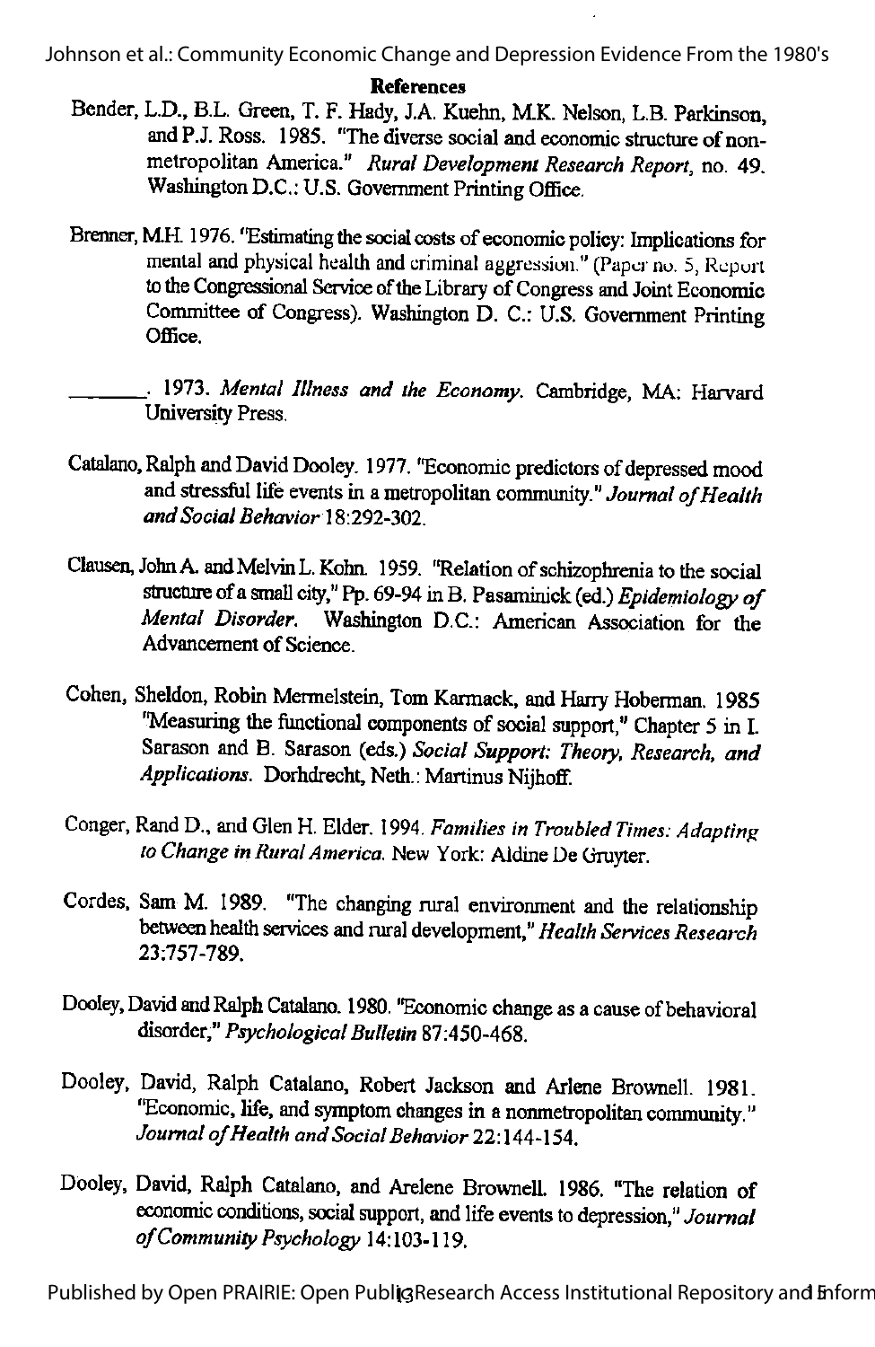**References**

Bender, L.D., B.L. Green, T. F. Hady, J.A. Kuehn, M.K. Nelson, L.B. Parkinson, and P.J. Ross. 1985. "The diverse social and economic structure of nonmetropolitan America." *Rural Development Research Report*, no. 49. Washington D.C.: U.S. Government Printing Office.

Brenner, M.H. 1976. "Estimating the social costs of economic policy: Implications for mental and physical health and criminal aggression." (Paper no. 5, Report to the Congressional Service of the Library of Congress and Joint Economic Committee of Congress). Washington D. C.: U.S. Government Printing Office.

_______. 1973. *Mental Illness and the Economy.* Cambridge, MA: Harvard University Press.

Catalano, Ralph and David Dooley. 1977. "Economic predictors of depressed mood and stressful life events in a metropolitan community." *Journal of Health and Social Behavior* 18:292-302.

Clausen, John A. and Melvin L. Kohn. 1959. "Relation of schizophrenia to the social structure of a small city," Pp. 69-94 in B. Pasaminick (ed.) *Epidemiology of Mental Disorder.* Washington D.C.: American Association for the Advancement of Science.

Cohen, Sheldon, Robin Mermelstein, Tom Karmack, and Harry Hoberman. 1985 "Measuring the functional components of social support," Chapter 5 in I. Sarason and B. Sarason (eds.) *Social Support: Theory, Research, and Applications.* Dorhdrecht, Neth.: Martinus Nijhoff.

Conger, Rand D., and Glen H. Elder. 1994. *Families in Troubled Times: Adapting to Change in Rural America.* New York: Aldine De Gruyter.

Cordes, Sam M. 1989. "The changing rural environment and the relationship between health services and rural development," *Health Services Research* 23:757-789.

Dooley, David and Ralph Catalano. 1980. "Economic change as a cause of behavioral disorder," *Psychological Bulletin* 87:450-468.

Dooley, David, Ralph Catalano, Robert Jackson and Arlene Brownell. 1981. "Economic, life, and symptom changes in a nonmetropolitan community." *Journal of Health and Social Behavior* 22:144-154.

Dooley, David, Ralph Catalano, and Arelene Brownell. 1986. "The relation of economic conditions, social support, and life events to depression," *Journal of Community Psychology* 14:103-119.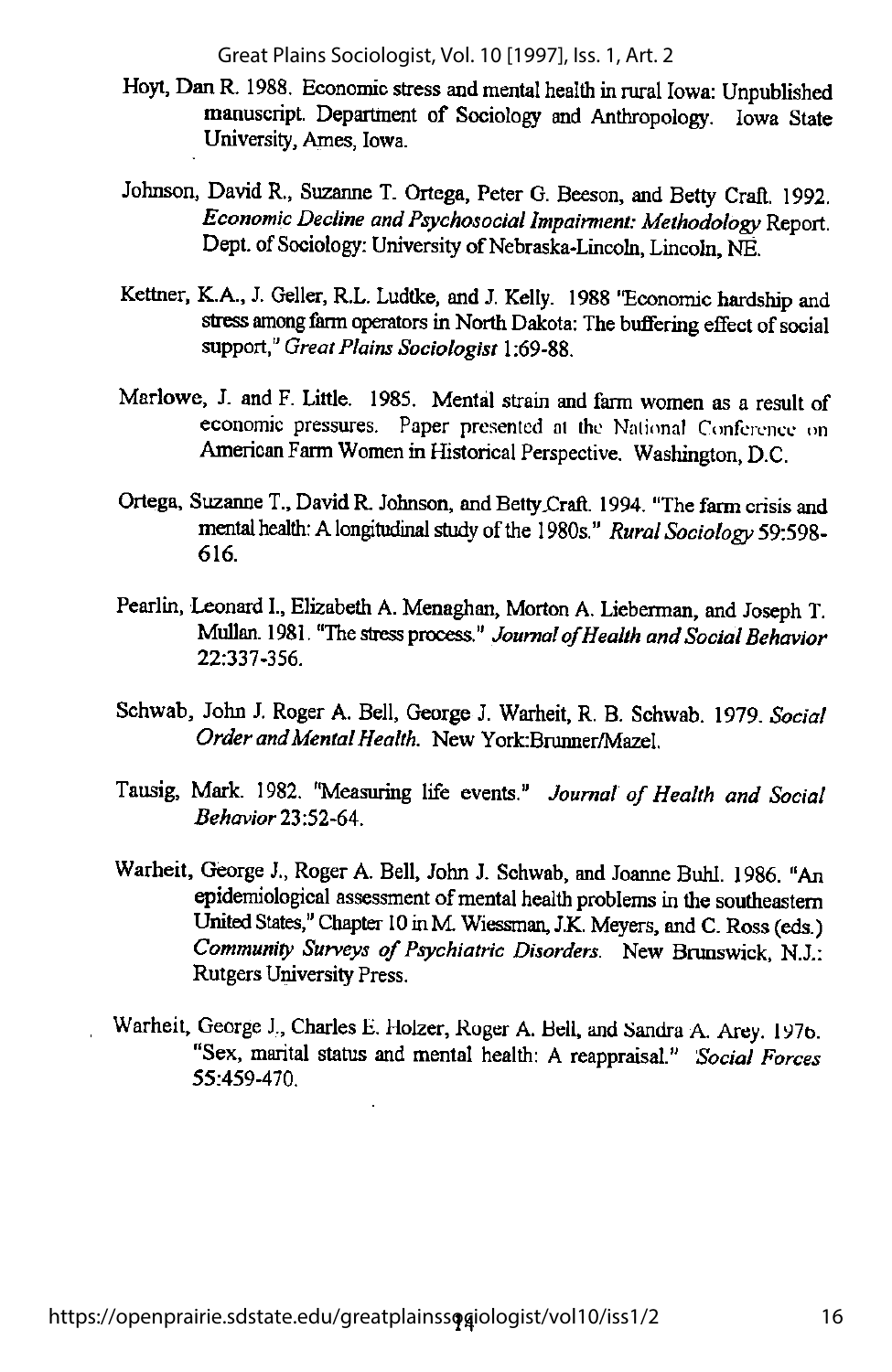Hoyt, Dan R. 1988. Economic stress and mental health in rural Iowa: Unpublished manuscript. Department of Sociology and Anthropology. Iowa State University, Ames, Iowa.

Johnson, David R., Suzanne T. Ortega, Peter G. Beeson, and Betty Craft. 1992. *Economic Decline and Psychosocial Impairment: Methodology* Report. Dept. of Sociology: University of Nebraska-Lincoln, Lincoln, NE.

Kettner, K.A., J. Geller, R.L. Ludtke, and J. Kelly. 1988 "Economic hardship and stress among farm operators in North Dakota: The buffering effect of social support," *Great Plains Sociologist* 1:69-88.

Marlowe, J. and F. Little. 1985. Mental strain and farm women as a result of economic pressures. Paper presented at the National Conference on American Farm Women in Historical Perspective. Washington, D.C.

Ortega, Suzanne T., David R. Johnson, and Betty Craft. 1994. "The farm crisis and mental health: A longitudinal study of the 1980s." *Rural Sociology* 59:598-616.

Pearlin, Leonard I., Elizabeth A. Menaghan, Morton A. Lieberman, and Joseph T. Mullan. 1981. "The stress process." *Journal of Health and Social Behavior* 22:337-356.

Schwab, John J. Roger A. Bell, George J. Warheit, R. B. Schwab. 1979. *Social Order and Mental Health.* New York:Brunner/Mazel.

Tausig, Mark. 1982. "Measuring life events." *Journal of Health and Social Behavior* 23:52-64.

Warheit, George J., Roger A. Bell, John J. Schwab, and Joanne Buhl. 1986. "An epidemiological assessment of mental health problems in the southeastern United States," Chapter 10 in M. Wiessman, J.K. Meyers, and C. Ross (eds.) *Community Surveys of Psychiatric Disorders.* New Brunswick, N.J.: Rutgers University Press.

Warheit, George J., Charles E. Holzer, Roger A. Bell, and Sandra A. Arey. 1976. "Sex, marital status and mental health: A reappraisal." *Social Forces* 55:459-470.